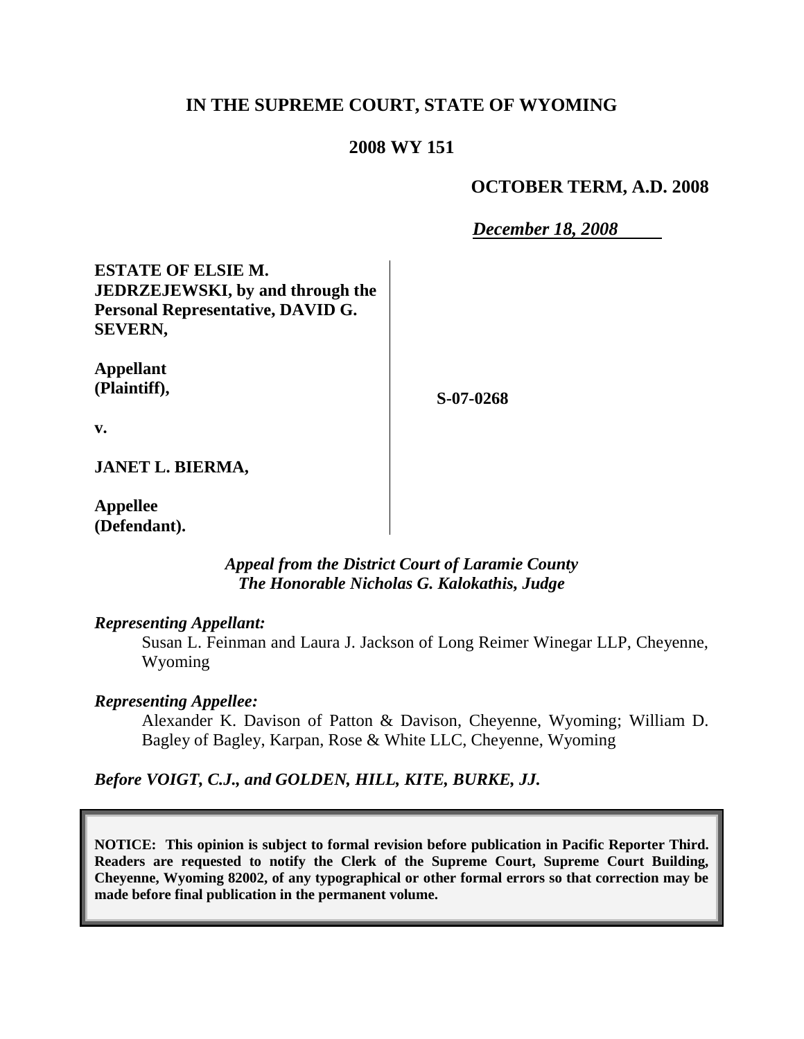# IN THE SUPREME COURT, STATE OF WYOMING

## 2008 WY 151

**OCTOBER TERM, A.D. 2008**

***December 18, 2008***

| | |
|---|---|
| **ESTATE OF ELSIE M. JEDRZEJEWSKI, by and through the Personal Representative, DAVID G. SEVERN,** | |
| **Appellant (Plaintiff),** | **S-07-0268** |
| **v.** | |
| **JANET L. BIERMA,** | |
| **Appellee (Defendant).** | |

***Appeal from the District Court of Laramie County***
***The Honorable Nicholas G. Kalokathis, Judge***

***Representing Appellant:***

Susan L. Feinman and Laura J. Jackson of Long Reimer Winegar LLP, Cheyenne, Wyoming

***Representing Appellee:***

Alexander K. Davison of Patton & Davison, Cheyenne, Wyoming; William D. Bagley of Bagley, Karpan, Rose & White LLC, Cheyenne, Wyoming

***Before VOIGT, C.J., and GOLDEN, HILL, KITE, BURKE, JJ.***

**NOTICE: This opinion is subject to formal revision before publication in Pacific Reporter Third. Readers are requested to notify the Clerk of the Supreme Court, Supreme Court Building, Cheyenne, Wyoming 82002, of any typographical or other formal errors so that correction may be made before final publication in the permanent volume.**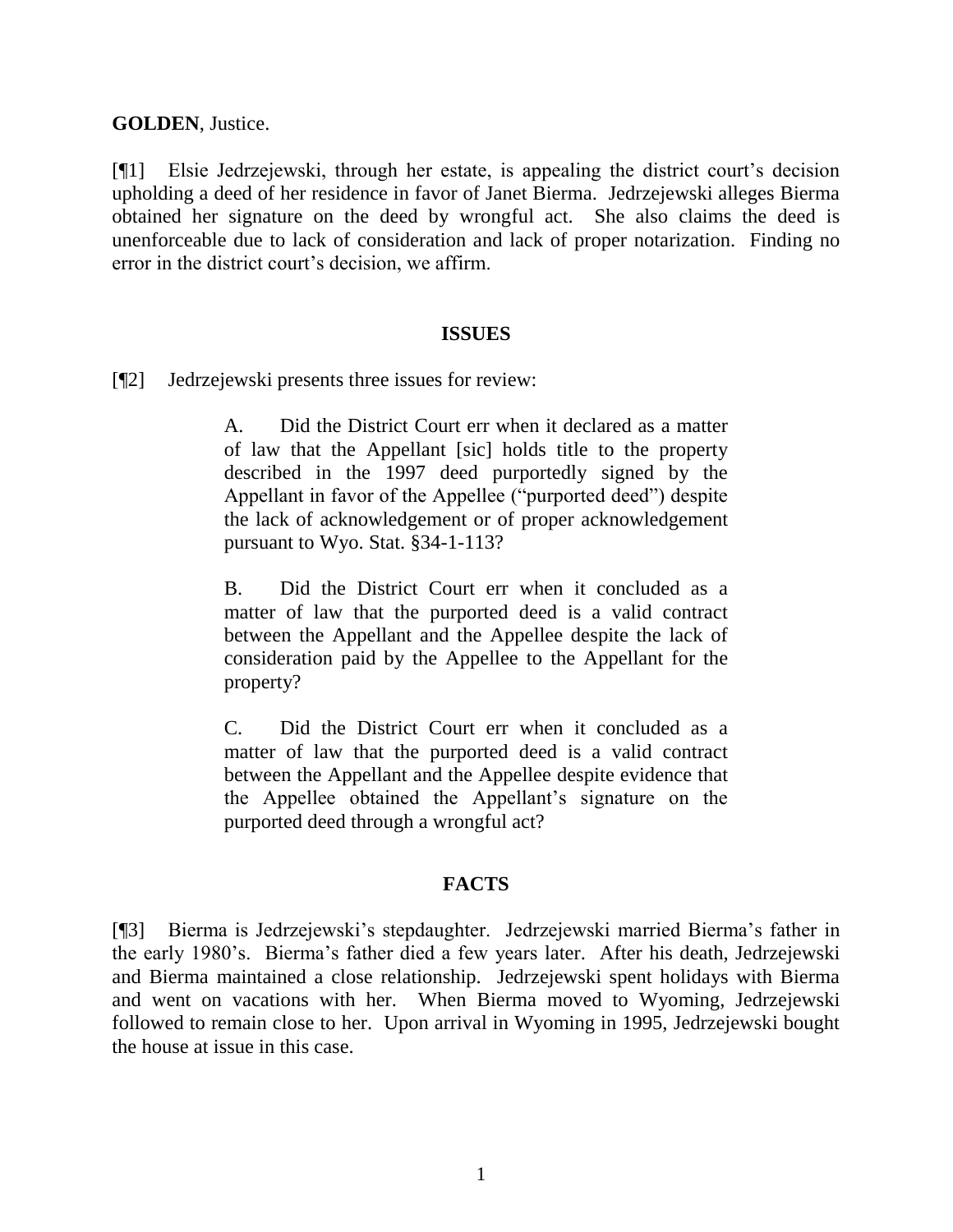**GOLDEN**, Justice.

[¶1] Elsie Jedrzejewski, through her estate, is appealing the district court's decision upholding a deed of her residence in favor of Janet Bierma. Jedrzejewski alleges Bierma obtained her signature on the deed by wrongful act. She also claims the deed is unenforceable due to lack of consideration and lack of proper notarization. Finding no error in the district court's decision, we affirm.

## ISSUES

[¶2] Jedrzejewski presents three issues for review:

> A. Did the District Court err when it declared as a matter of law that the Appellant [sic] holds title to the property described in the 1997 deed purportedly signed by the Appellant in favor of the Appellee ("purported deed") despite the lack of acknowledgement or of proper acknowledgement pursuant to Wyo. Stat. §34-1-113?
>
> B. Did the District Court err when it concluded as a matter of law that the purported deed is a valid contract between the Appellant and the Appellee despite the lack of consideration paid by the Appellee to the Appellant for the property?
>
> C. Did the District Court err when it concluded as a matter of law that the purported deed is a valid contract between the Appellant and the Appellee despite evidence that the Appellee obtained the Appellant's signature on the purported deed through a wrongful act?

## FACTS

[¶3] Bierma is Jedrzejewski's stepdaughter. Jedrzejewski married Bierma's father in the early 1980's. Bierma's father died a few years later. After his death, Jedrzejewski and Bierma maintained a close relationship. Jedrzejewski spent holidays with Bierma and went on vacations with her. When Bierma moved to Wyoming, Jedrzejewski followed to remain close to her. Upon arrival in Wyoming in 1995, Jedrzejewski bought the house at issue in this case.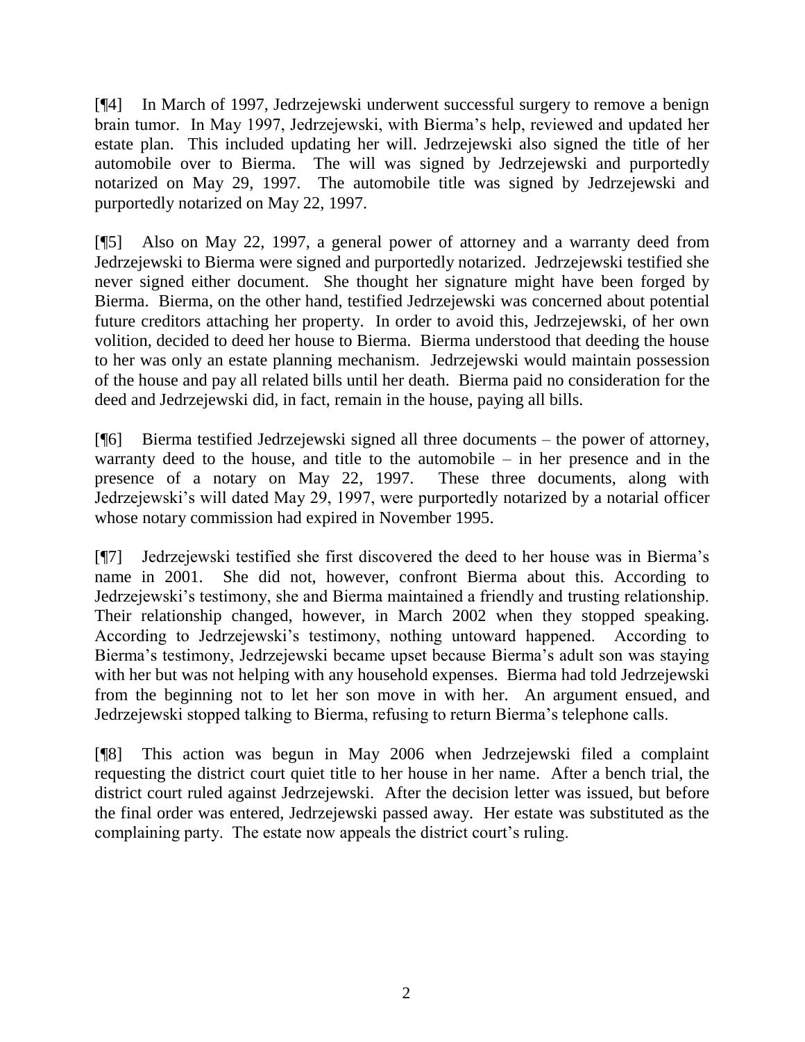[¶4] In March of 1997, Jedrzejewski underwent successful surgery to remove a benign brain tumor. In May 1997, Jedrzejewski, with Bierma's help, reviewed and updated her estate plan. This included updating her will. Jedrzejewski also signed the title of her automobile over to Bierma. The will was signed by Jedrzejewski and purportedly notarized on May 29, 1997. The automobile title was signed by Jedrzejewski and purportedly notarized on May 22, 1997.

[¶5] Also on May 22, 1997, a general power of attorney and a warranty deed from Jedrzejewski to Bierma were signed and purportedly notarized. Jedrzejewski testified she never signed either document. She thought her signature might have been forged by Bierma. Bierma, on the other hand, testified Jedrzejewski was concerned about potential future creditors attaching her property. In order to avoid this, Jedrzejewski, of her own volition, decided to deed her house to Bierma. Bierma understood that deeding the house to her was only an estate planning mechanism. Jedrzejewski would maintain possession of the house and pay all related bills until her death. Bierma paid no consideration for the deed and Jedrzejewski did, in fact, remain in the house, paying all bills.

[¶6] Bierma testified Jedrzejewski signed all three documents – the power of attorney, warranty deed to the house, and title to the automobile – in her presence and in the presence of a notary on May 22, 1997. These three documents, along with Jedrzejewski's will dated May 29, 1997, were purportedly notarized by a notarial officer whose notary commission had expired in November 1995.

[¶7] Jedrzejewski testified she first discovered the deed to her house was in Bierma's name in 2001. She did not, however, confront Bierma about this. According to Jedrzejewski's testimony, she and Bierma maintained a friendly and trusting relationship. Their relationship changed, however, in March 2002 when they stopped speaking. According to Jedrzejewski's testimony, nothing untoward happened. According to Bierma's testimony, Jedrzejewski became upset because Bierma's adult son was staying with her but was not helping with any household expenses. Bierma had told Jedrzejewski from the beginning not to let her son move in with her. An argument ensued, and Jedrzejewski stopped talking to Bierma, refusing to return Bierma's telephone calls.

[¶8] This action was begun in May 2006 when Jedrzejewski filed a complaint requesting the district court quiet title to her house in her name. After a bench trial, the district court ruled against Jedrzejewski. After the decision letter was issued, but before the final order was entered, Jedrzejewski passed away. Her estate was substituted as the complaining party. The estate now appeals the district court's ruling.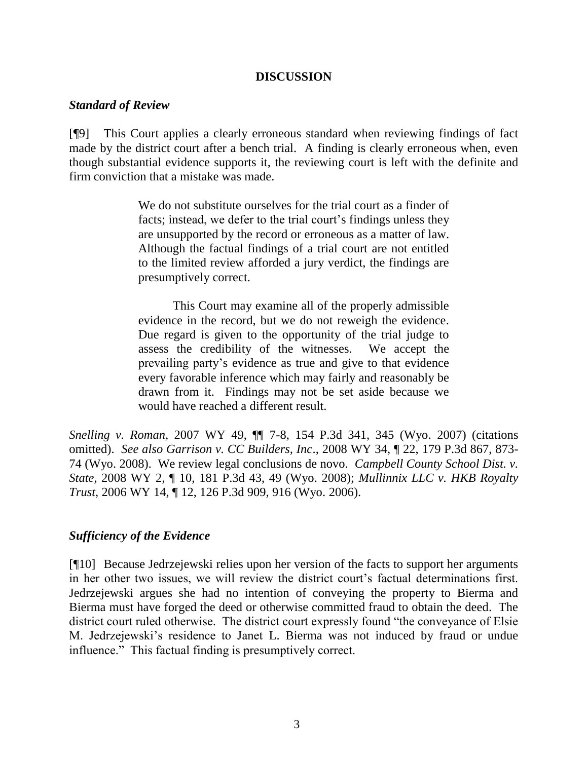## DISCUSSION

### *Standard of Review*

[¶9] This Court applies a clearly erroneous standard when reviewing findings of fact made by the district court after a bench trial. A finding is clearly erroneous when, even though substantial evidence supports it, the reviewing court is left with the definite and firm conviction that a mistake was made.

> We do not substitute ourselves for the trial court as a finder of facts; instead, we defer to the trial court's findings unless they are unsupported by the record or erroneous as a matter of law. Although the factual findings of a trial court are not entitled to the limited review afforded a jury verdict, the findings are presumptively correct.
>
> This Court may examine all of the properly admissible evidence in the record, but we do not reweigh the evidence. Due regard is given to the opportunity of the trial judge to assess the credibility of the witnesses. We accept the prevailing party's evidence as true and give to that evidence every favorable inference which may fairly and reasonably be drawn from it. Findings may not be set aside because we would have reached a different result.

*Snelling v. Roman*, 2007 WY 49, ¶¶ 7-8, 154 P.3d 341, 345 (Wyo. 2007) (citations omitted). *See also Garrison v. CC Builders, Inc*., 2008 WY 34, ¶ 22, 179 P.3d 867, 873-74 (Wyo. 2008). We review legal conclusions de novo. *Campbell County School Dist. v. State*, 2008 WY 2, ¶ 10, 181 P.3d 43, 49 (Wyo. 2008); *Mullinnix LLC v. HKB Royalty Trust*, 2006 WY 14, ¶ 12, 126 P.3d 909, 916 (Wyo. 2006).

### *Sufficiency of the Evidence*

[¶10] Because Jedrzejewski relies upon her version of the facts to support her arguments in her other two issues, we will review the district court's factual determinations first. Jedrzejewski argues she had no intention of conveying the property to Bierma and Bierma must have forged the deed or otherwise committed fraud to obtain the deed. The district court ruled otherwise. The district court expressly found "the conveyance of Elsie M. Jedrzejewski's residence to Janet L. Bierma was not induced by fraud or undue influence." This factual finding is presumptively correct.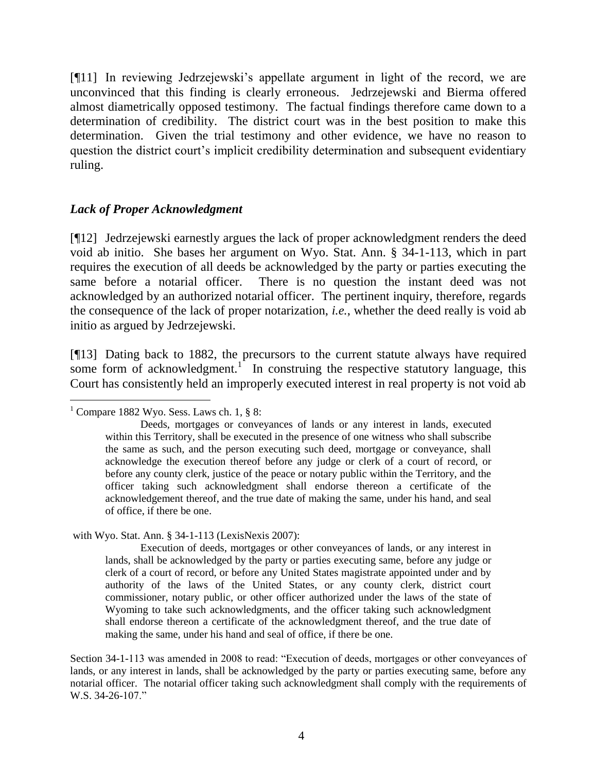[¶11] In reviewing Jedrzejewski's appellate argument in light of the record, we are unconvinced that this finding is clearly erroneous. Jedrzejewski and Bierma offered almost diametrically opposed testimony. The factual findings therefore came down to a determination of credibility. The district court was in the best position to make this determination. Given the trial testimony and other evidence, we have no reason to question the district court's implicit credibility determination and subsequent evidentiary ruling.

### *Lack of Proper Acknowledgment*

[¶12] Jedrzejewski earnestly argues the lack of proper acknowledgment renders the deed void ab initio. She bases her argument on Wyo. Stat. Ann. § 34-1-113, which in part requires the execution of all deeds be acknowledged by the party or parties executing the same before a notarial officer. There is no question the instant deed was not acknowledged by an authorized notarial officer. The pertinent inquiry, therefore, regards the consequence of the lack of proper notarization, *i.e.*, whether the deed really is void ab initio as argued by Jedrzejewski.

[¶13] Dating back to 1882, the precursors to the current statute always have required some form of acknowledgment.[1] In construing the respective statutory language, this Court has consistently held an improperly executed interest in real property is not void ab

---

[1] Compare 1882 Wyo. Sess. Laws ch. 1, § 8:

> Deeds, mortgages or conveyances of lands or any interest in lands, executed within this Territory, shall be executed in the presence of one witness who shall subscribe the same as such, and the person executing such deed, mortgage or conveyance, shall acknowledge the execution thereof before any judge or clerk of a court of record, or before any county clerk, justice of the peace or notary public within the Territory, and the officer taking such acknowledgment shall endorse thereon a certificate of the acknowledgement thereof, and the true date of making the same, under his hand, and seal of office, if there be one.

with Wyo. Stat. Ann. § 34-1-113 (LexisNexis 2007):

> Execution of deeds, mortgages or other conveyances of lands, or any interest in lands, shall be acknowledged by the party or parties executing same, before any judge or clerk of a court of record, or before any United States magistrate appointed under and by authority of the laws of the United States, or any county clerk, district court commissioner, notary public, or other officer authorized under the laws of the state of Wyoming to take such acknowledgments, and the officer taking such acknowledgment shall endorse thereon a certificate of the acknowledgment thereof, and the true date of making the same, under his hand and seal of office, if there be one.

Section 34-1-113 was amended in 2008 to read: "Execution of deeds, mortgages or other conveyances of lands, or any interest in lands, shall be acknowledged by the party or parties executing same, before any notarial officer. The notarial officer taking such acknowledgment shall comply with the requirements of W.S. 34-26-107."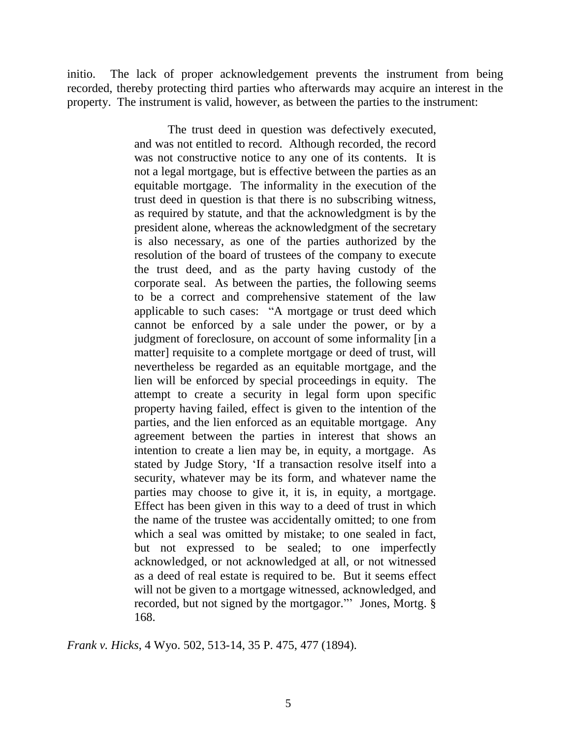initio. The lack of proper acknowledgement prevents the instrument from being recorded, thereby protecting third parties who afterwards may acquire an interest in the property. The instrument is valid, however, as between the parties to the instrument:

> The trust deed in question was defectively executed, and was not entitled to record. Although recorded, the record was not constructive notice to any one of its contents. It is not a legal mortgage, but is effective between the parties as an equitable mortgage. The informality in the execution of the trust deed in question is that there is no subscribing witness, as required by statute, and that the acknowledgment is by the president alone, whereas the acknowledgment of the secretary is also necessary, as one of the parties authorized by the resolution of the board of trustees of the company to execute the trust deed, and as the party having custody of the corporate seal. As between the parties, the following seems to be a correct and comprehensive statement of the law applicable to such cases: "A mortgage or trust deed which cannot be enforced by a sale under the power, or by a judgment of foreclosure, on account of some informality [in a matter] requisite to a complete mortgage or deed of trust, will nevertheless be regarded as an equitable mortgage, and the lien will be enforced by special proceedings in equity. The attempt to create a security in legal form upon specific property having failed, effect is given to the intention of the parties, and the lien enforced as an equitable mortgage. Any agreement between the parties in interest that shows an intention to create a lien may be, in equity, a mortgage. As stated by Judge Story, 'If a transaction resolve itself into a security, whatever may be its form, and whatever name the parties may choose to give it, it is, in equity, a mortgage. Effect has been given in this way to a deed of trust in which the name of the trustee was accidentally omitted; to one from which a seal was omitted by mistake; to one sealed in fact, but not expressed to be sealed; to one imperfectly acknowledged, or not acknowledged at all, or not witnessed as a deed of real estate is required to be. But it seems effect will not be given to a mortgage witnessed, acknowledged, and recorded, but not signed by the mortgagor.'" Jones, Mortg. § 168.

*Frank v. Hicks*, 4 Wyo. 502, 513-14, 35 P. 475, 477 (1894).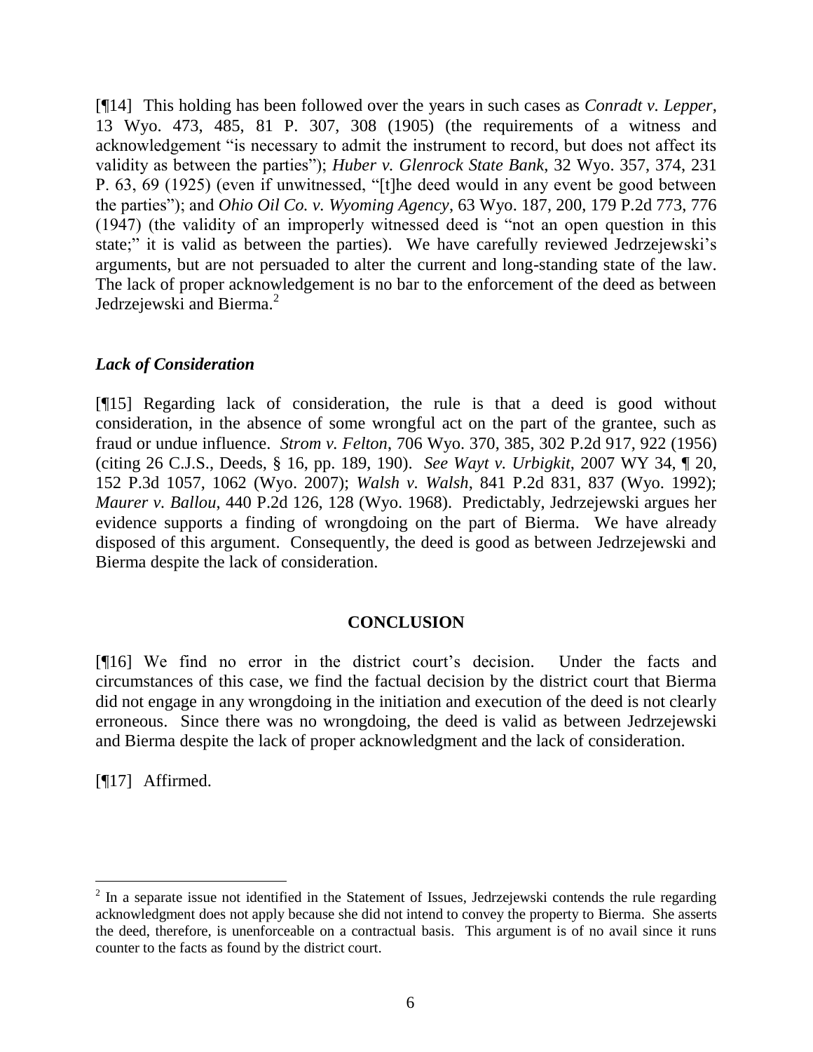[¶14] This holding has been followed over the years in such cases as *Conradt v. Lepper*, 13 Wyo. 473, 485, 81 P. 307, 308 (1905) (the requirements of a witness and acknowledgement "is necessary to admit the instrument to record, but does not affect its validity as between the parties"); *Huber v. Glenrock State Bank*, 32 Wyo. 357, 374, 231 P. 63, 69 (1925) (even if unwitnessed, "[t]he deed would in any event be good between the parties"); and *Ohio Oil Co. v. Wyoming Agency*, 63 Wyo. 187, 200, 179 P.2d 773, 776 (1947) (the validity of an improperly witnessed deed is "not an open question in this state;" it is valid as between the parties). We have carefully reviewed Jedrzejewski's arguments, but are not persuaded to alter the current and long-standing state of the law. The lack of proper acknowledgement is no bar to the enforcement of the deed as between Jedrzejewski and Bierma.[2]

### *Lack of Consideration*

[¶15] Regarding lack of consideration, the rule is that a deed is good without consideration, in the absence of some wrongful act on the part of the grantee, such as fraud or undue influence. *Strom v. Felton*, 706 Wyo. 370, 385, 302 P.2d 917, 922 (1956) (citing 26 C.J.S., Deeds, § 16, pp. 189, 190). *See Wayt v. Urbigkit*, 2007 WY 34, ¶ 20, 152 P.3d 1057, 1062 (Wyo. 2007); *Walsh v. Walsh*, 841 P.2d 831, 837 (Wyo. 1992); *Maurer v. Ballou*, 440 P.2d 126, 128 (Wyo. 1968). Predictably, Jedrzejewski argues her evidence supports a finding of wrongdoing on the part of Bierma. We have already disposed of this argument. Consequently, the deed is good as between Jedrzejewski and Bierma despite the lack of consideration.

## CONCLUSION

[¶16] We find no error in the district court's decision. Under the facts and circumstances of this case, we find the factual decision by the district court that Bierma did not engage in any wrongdoing in the initiation and execution of the deed is not clearly erroneous. Since there was no wrongdoing, the deed is valid as between Jedrzejewski and Bierma despite the lack of proper acknowledgment and the lack of consideration.

[¶17] Affirmed.

---

[2] In a separate issue not identified in the Statement of Issues, Jedrzejewski contends the rule regarding acknowledgment does not apply because she did not intend to convey the property to Bierma. She asserts the deed, therefore, is unenforceable on a contractual basis. This argument is of no avail since it runs counter to the facts as found by the district court.